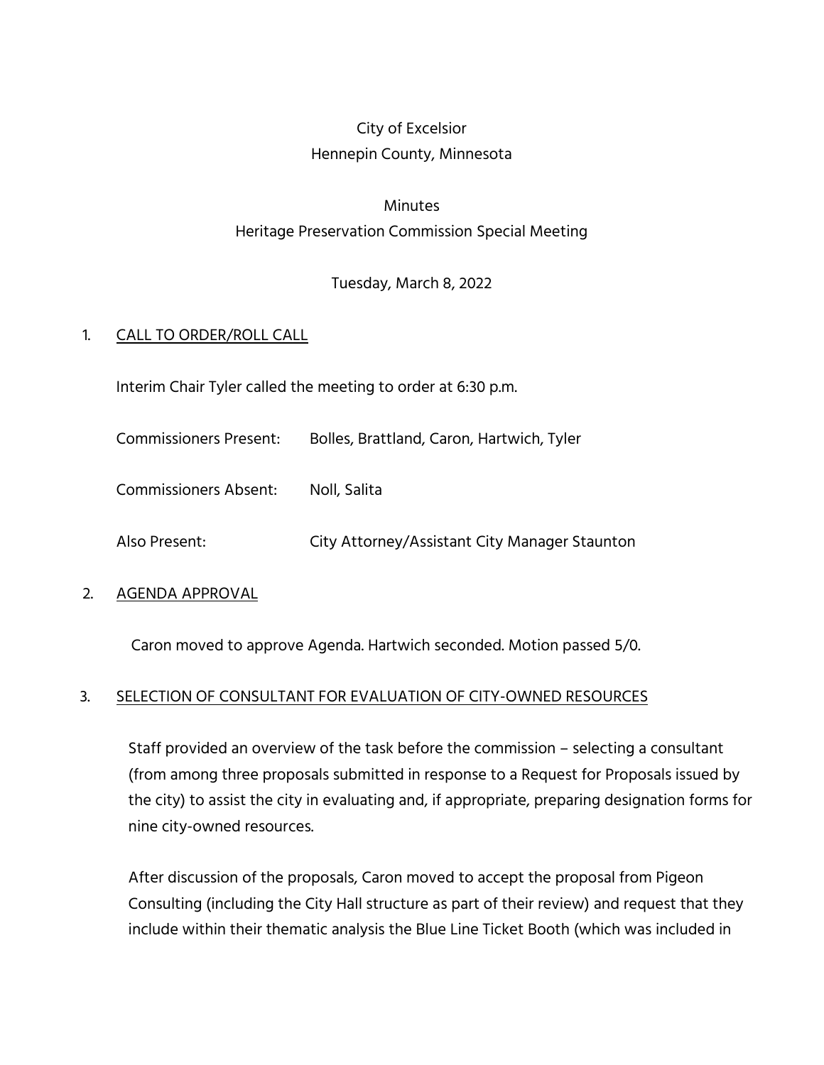City of Excelsior
Hennepin County, Minnesota

Minutes
Heritage Preservation Commission Special Meeting

Tuesday, March 8, 2022

1. CALL TO ORDER/ROLL CALL

Interim Chair Tyler called the meeting to order at 6:30 p.m.

Commissioners Present: Bolles, Brattland, Caron, Hartwich, Tyler

Commissioners Absent: Noll, Salita

Also Present: City Attorney/Assistant City Manager Staunton

2. AGENDA APPROVAL

Caron moved to approve Agenda. Hartwich seconded. Motion passed 5/0.

3. SELECTION OF CONSULTANT FOR EVALUATION OF CITY-OWNED RESOURCES

Staff provided an overview of the task before the commission – selecting a consultant (from among three proposals submitted in response to a Request for Proposals issued by the city) to assist the city in evaluating and, if appropriate, preparing designation forms for nine city-owned resources.

After discussion of the proposals, Caron moved to accept the proposal from Pigeon Consulting (including the City Hall structure as part of their review) and request that they include within their thematic analysis the Blue Line Ticket Booth (which was included in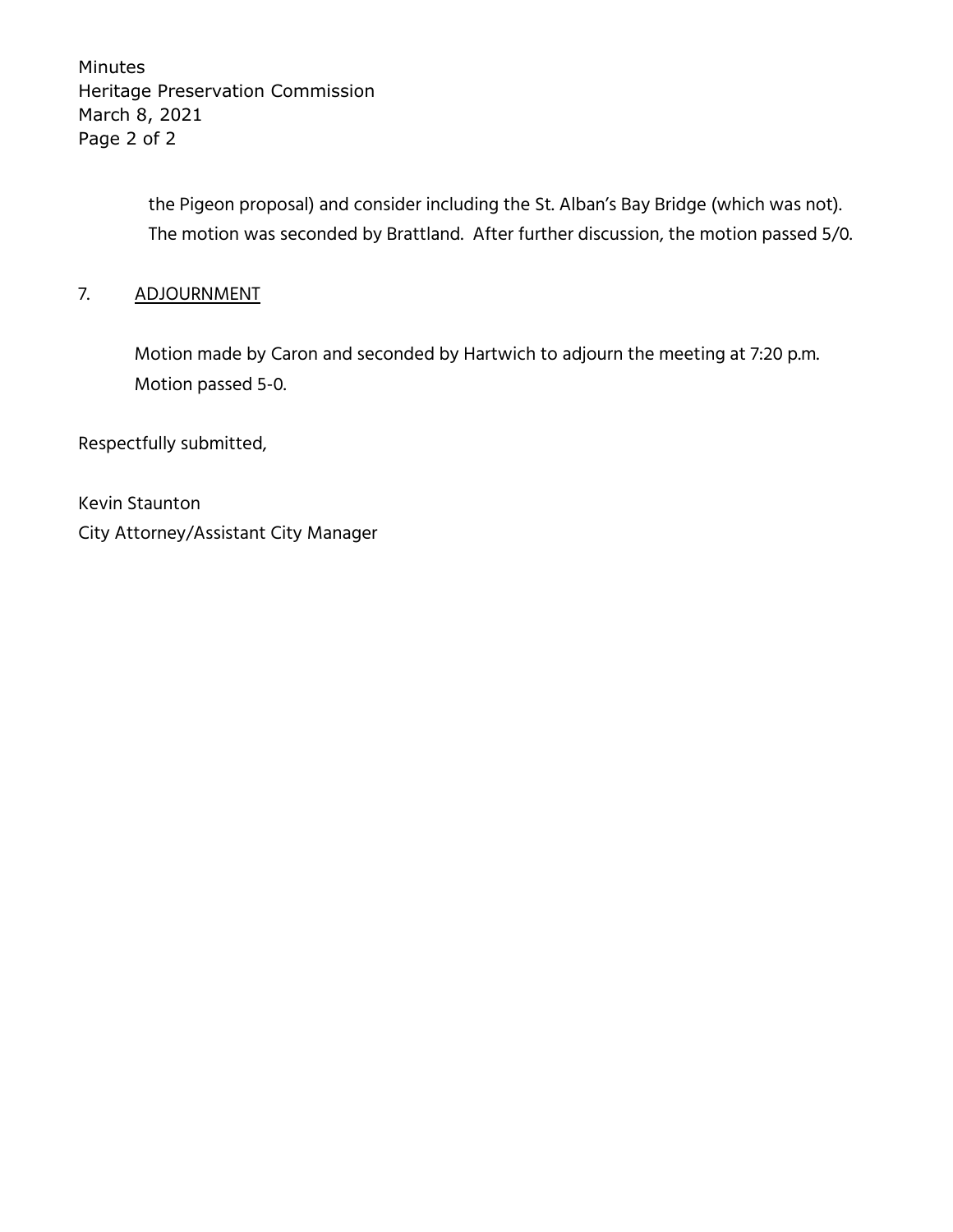the Pigeon proposal) and consider including the St. Alban's Bay Bridge (which was not). The motion was seconded by Brattland. After further discussion, the motion passed 5/0.

7. ADJOURNMENT

Motion made by Caron and seconded by Hartwich to adjourn the meeting at 7:20 p.m. Motion passed 5-0.

Respectfully submitted,

Kevin Staunton
City Attorney/Assistant City Manager